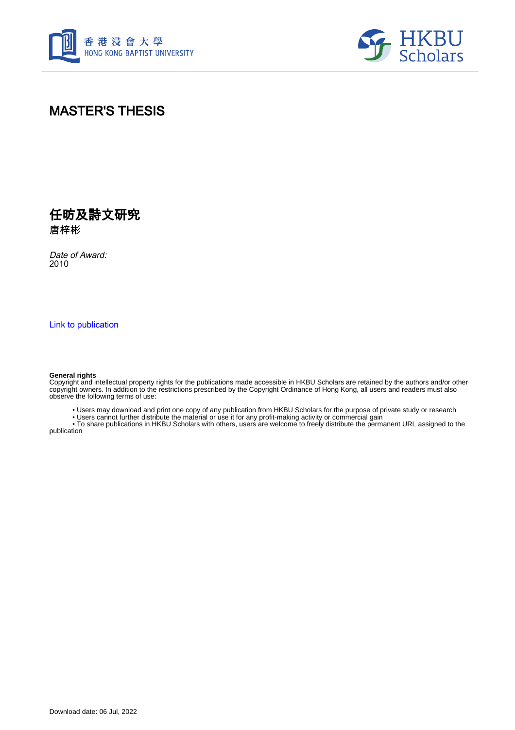香港浸會大學
HONG KONG BAPTIST UNIVERSITY

HKBU Scholars

# MASTER'S THESIS

## 任昉及詩文研究

唐梓彬

*Date of Award:*
2010

Link to publication

**General rights**
Copyright and intellectual property rights for the publications made accessible in HKBU Scholars are retained by the authors and/or other copyright owners. In addition to the restrictions prescribed by the Copyright Ordinance of Hong Kong, all users and readers must also observe the following terms of use:

- Users may download and print one copy of any publication from HKBU Scholars for the purpose of private study or research
- Users cannot further distribute the material or use it for any profit-making activity or commercial gain
- To share publications in HKBU Scholars with others, users are welcome to freely distribute the permanent URL assigned to the publication

Download date: 06 Jul, 2022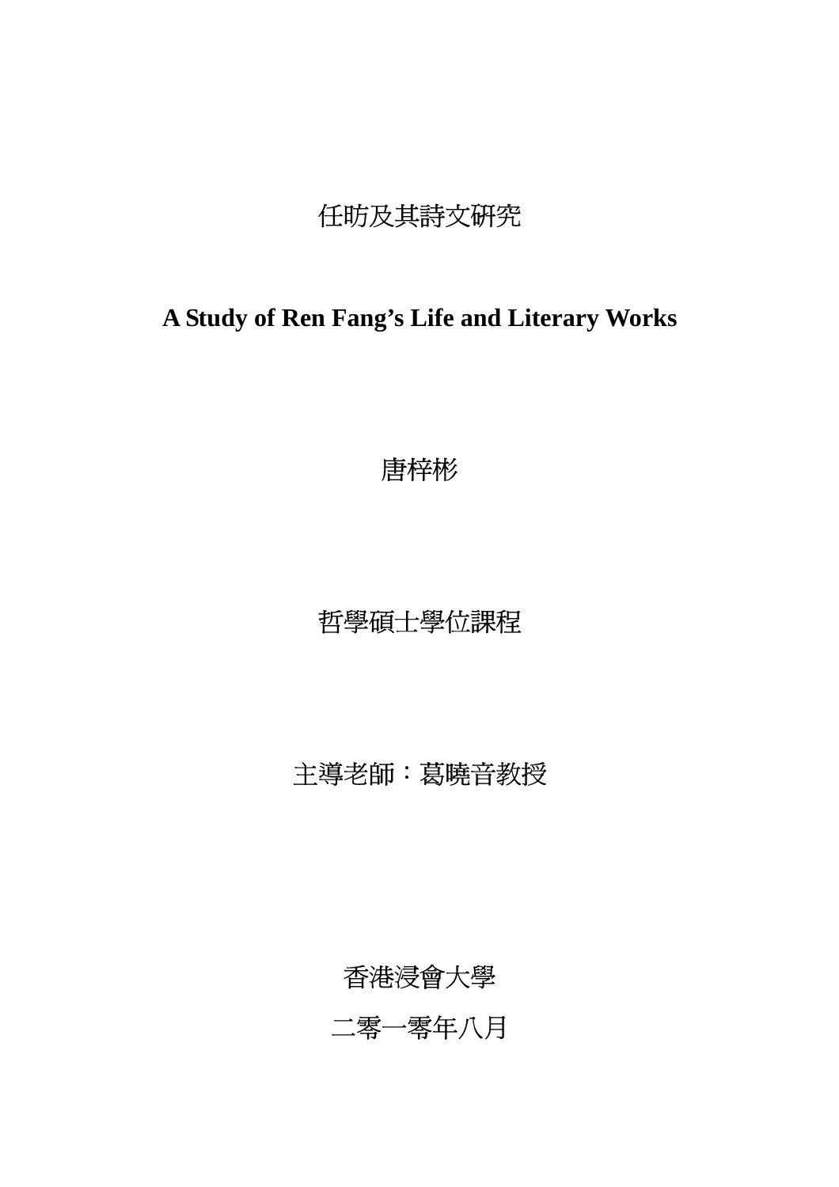# 任昉及其詩文研究

**A Study of Ren Fang's Life and Literary Works**

唐梓彬

哲學碩士學位課程

主導老師：葛曉音教授

香港浸會大學

二零一零年八月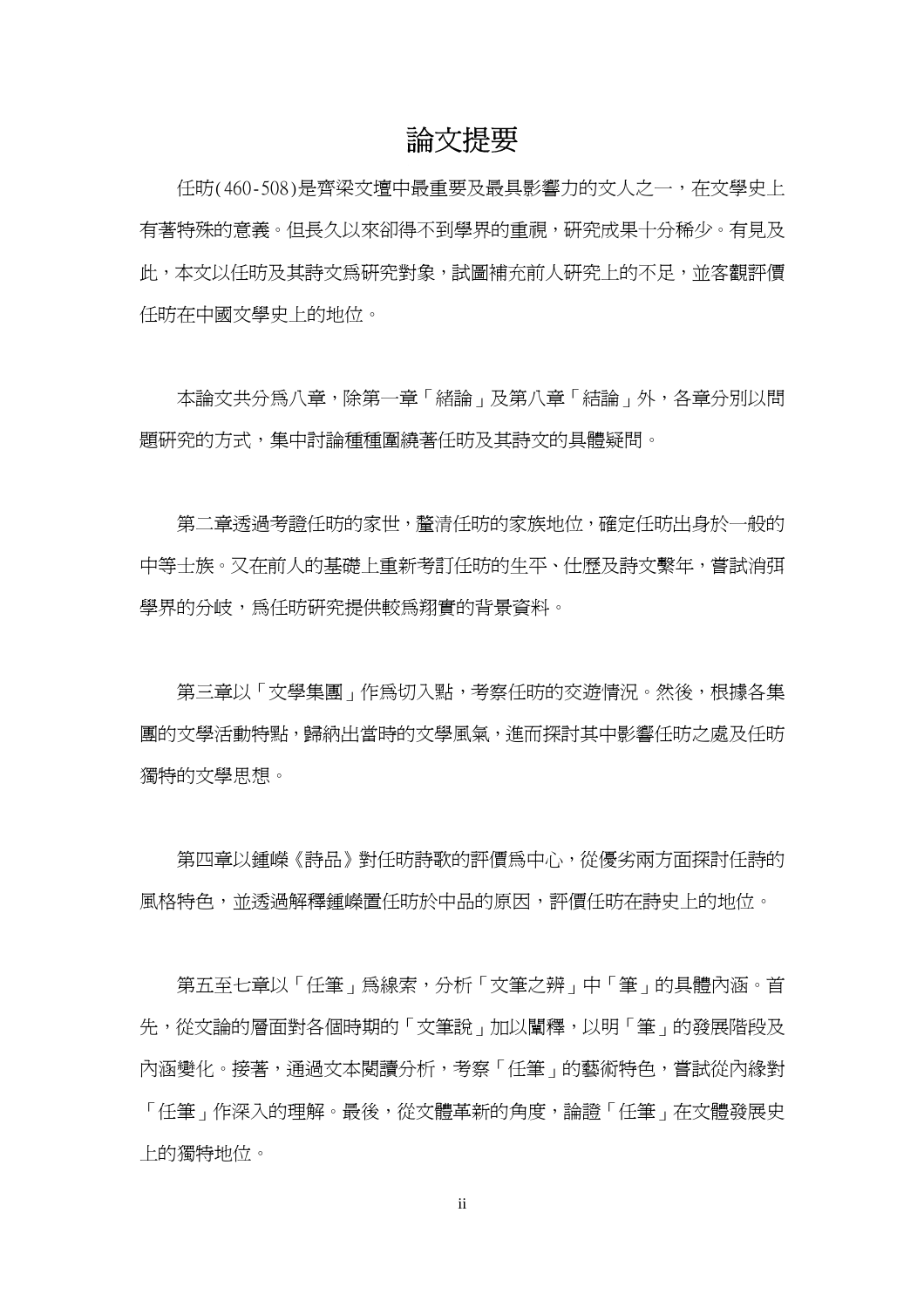# 論文提要

任昉(460-508)是齊梁文壇中最重要及最具影響力的文人之一，在文學史上有著特殊的意義。但長久以來卻得不到學界的重視，研究成果十分稀少。有見及此，本文以任昉及其詩文爲研究對象，試圖補充前人研究上的不足，並客觀評價任昉在中國文學史上的地位。

本論文共分爲八章，除第一章「緒論」及第八章「結論」外，各章分別以問題研究的方式，集中討論種種圍繞著任昉及其詩文的具體疑問。

第二章透過考證任昉的家世，釐清任昉的家族地位，確定任昉出身於一般的中等士族。又在前人的基礎上重新考訂任昉的生平、仕歷及詩文繫年，嘗試消弭學界的分岐，爲任昉研究提供較爲翔實的背景資料。

第三章以「文學集團」作爲切入點，考察任昉的交遊情況。然後，根據各集團的文學活動特點，歸納出當時的文學風氣，進而探討其中影響任昉之處及任昉獨特的文學思想。

第四章以鍾嶸《詩品》對任昉詩歌的評價爲中心，從優劣兩方面探討任詩的風格特色，並透過解釋鍾嶸置任昉於中品的原因，評價任昉在詩史上的地位。

第五至七章以「任筆」爲線索，分析「文筆之辨」中「筆」的具體內涵。首先，從文論的層面對各個時期的「文筆說」加以闡釋，以明「筆」的發展階段及內涵變化。接著，通過文本閱讀分析，考察「任筆」的藝術特色，嘗試從內緣對「任筆」作深入的理解。最後，從文體革新的角度，論證「任筆」在文體發展史上的獨特地位。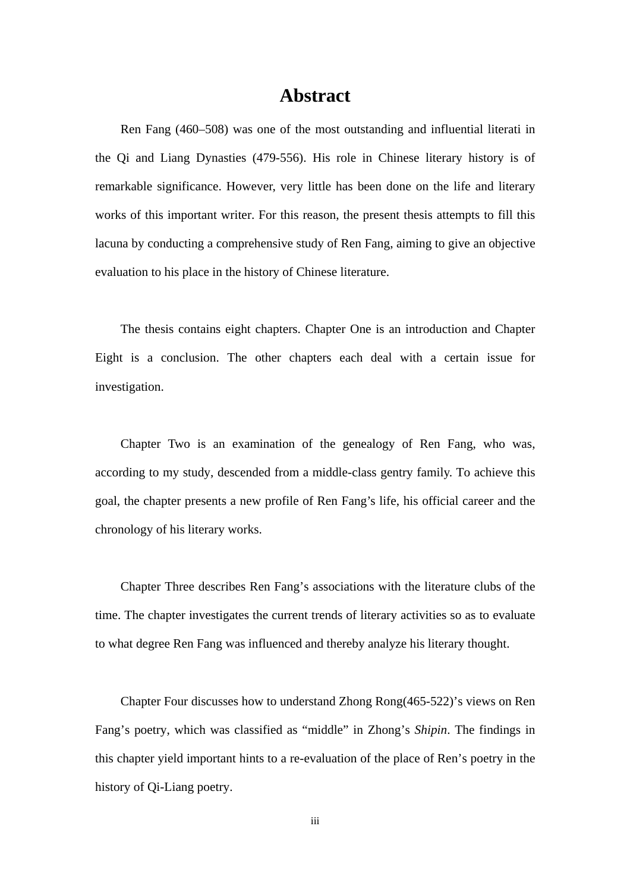# Abstract

Ren Fang (460–508) was one of the most outstanding and influential literati in the Qi and Liang Dynasties (479-556). His role in Chinese literary history is of remarkable significance. However, very little has been done on the life and literary works of this important writer. For this reason, the present thesis attempts to fill this lacuna by conducting a comprehensive study of Ren Fang, aiming to give an objective evaluation to his place in the history of Chinese literature.

The thesis contains eight chapters. Chapter One is an introduction and Chapter Eight is a conclusion. The other chapters each deal with a certain issue for investigation.

Chapter Two is an examination of the genealogy of Ren Fang, who was, according to my study, descended from a middle-class gentry family. To achieve this goal, the chapter presents a new profile of Ren Fang's life, his official career and the chronology of his literary works.

Chapter Three describes Ren Fang's associations with the literature clubs of the time. The chapter investigates the current trends of literary activities so as to evaluate to what degree Ren Fang was influenced and thereby analyze his literary thought.

Chapter Four discusses how to understand Zhong Rong(465-522)'s views on Ren Fang's poetry, which was classified as "middle" in Zhong's *Shipin*. The findings in this chapter yield important hints to a re-evaluation of the place of Ren's poetry in the history of Qi-Liang poetry.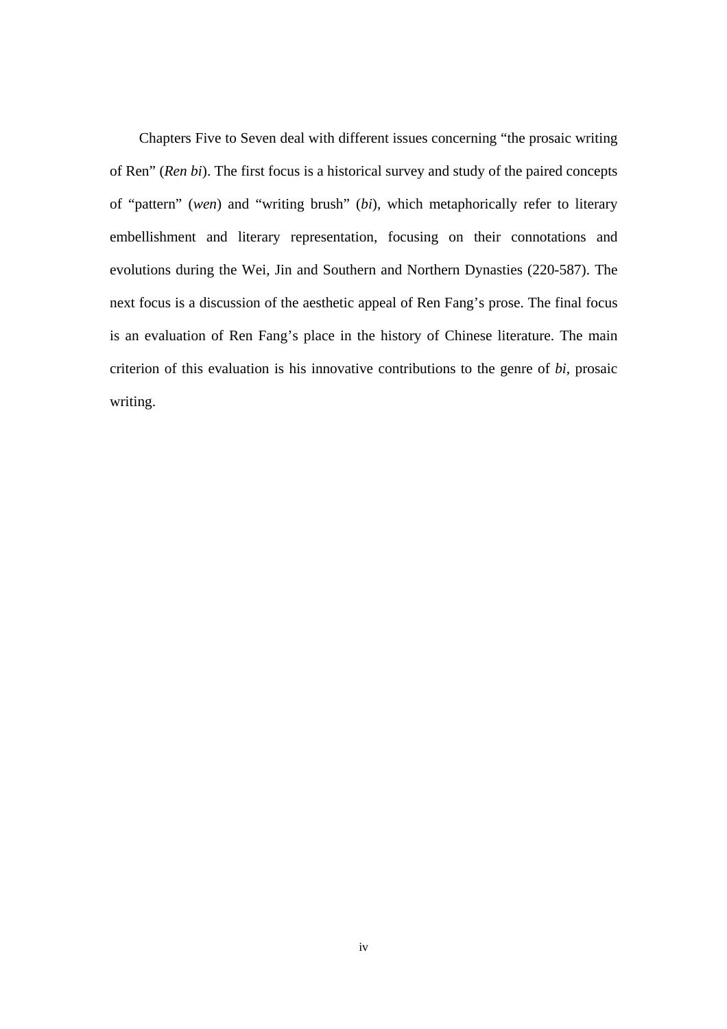Chapters Five to Seven deal with different issues concerning “the prosaic writing of Ren” (*Ren bi*). The first focus is a historical survey and study of the paired concepts of “pattern” (*wen*) and “writing brush” (*bi*), which metaphorically refer to literary embellishment and literary representation, focusing on their connotations and evolutions during the Wei, Jin and Southern and Northern Dynasties (220-587). The next focus is a discussion of the aesthetic appeal of Ren Fang’s prose. The final focus is an evaluation of Ren Fang’s place in the history of Chinese literature. The main criterion of this evaluation is his innovative contributions to the genre of *bi*, prosaic writing.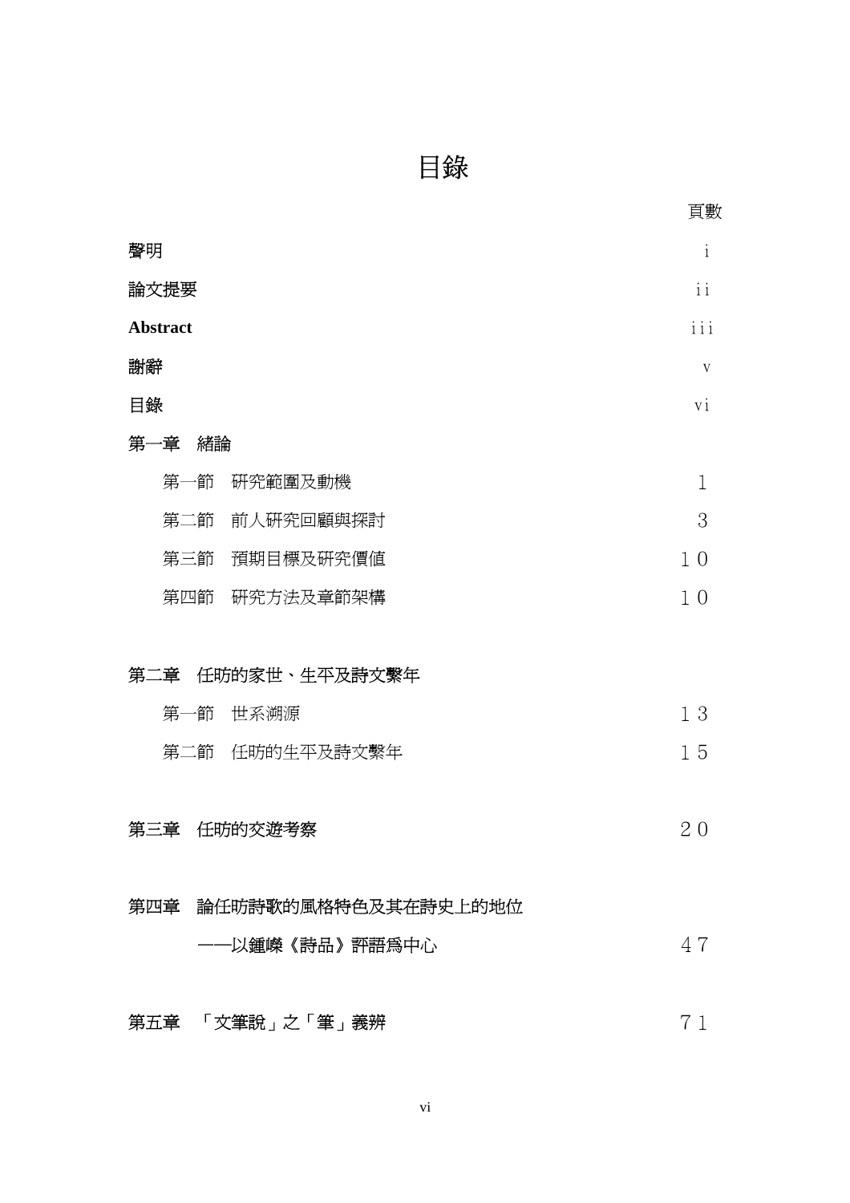# 目錄

頁數

| | |
|---|---|
| **聲明** | i |
| **論文提要** | ii |
| **Abstract** | iii |
| **謝辭** | v |
| **目錄** | vi |
| **第一章　緒論** | |
| 　第一節　研究範圍及動機 | 1 |
| 　第二節　前人研究回顧與探討 | 3 |
| 　第三節　預期目標及研究價值 | 10 |
| 　第四節　研究方法及章節架構 | 10 |
| **第二章　任昉的家世、生平及詩文繫年** | |
| 　第一節　世系溯源 | 13 |
| 　第二節　任昉的生平及詩文繫年 | 15 |
| **第三章　任昉的交遊考察** | 20 |
| **第四章　論任昉詩歌的風格特色及其在詩史上的地位——以鍾嶸《詩品》評語爲中心** | 47 |
| **第五章　「文筆說」之「筆」義辨** | 71 |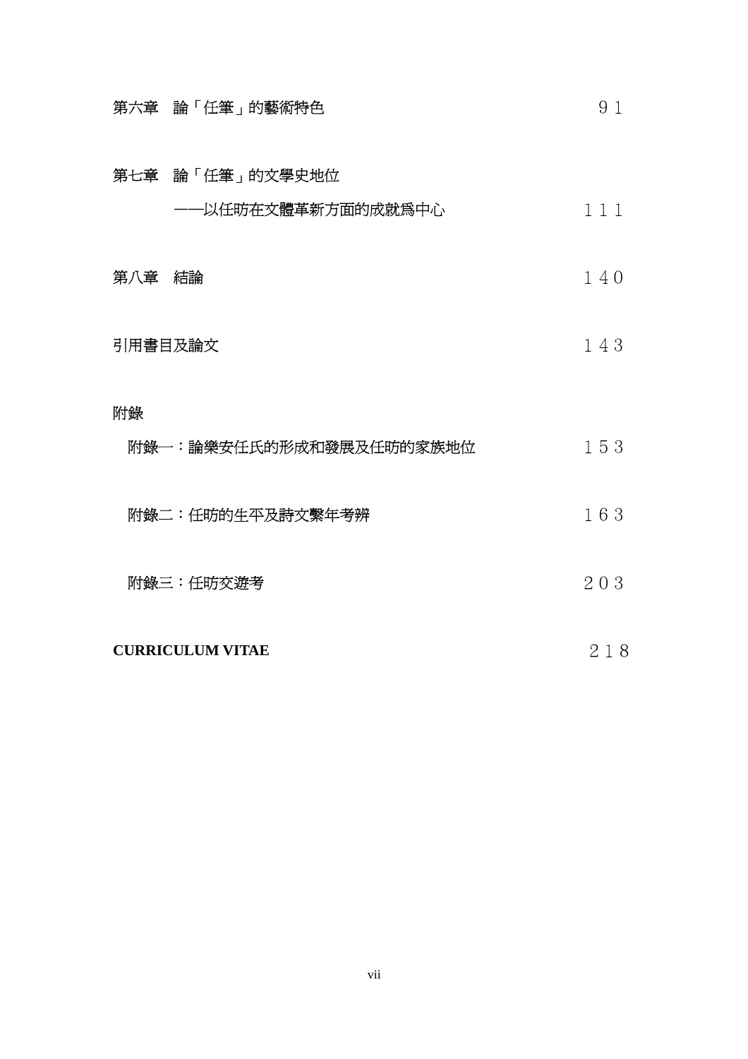第六章　論「任筆」的藝術特色　　９１

第七章　論「任筆」的文學史地位

　　——以任昉在文體革新方面的成就爲中心　　１１１

第八章　結論　　１４０

引用書目及論文　　１４３

附錄

附錄一：論樂安任氏的形成和發展及任昉的家族地位　　１５３

附錄二：任昉的生平及詩文繫年考辨　　１６３

附錄三：任昉交遊考　　２０３

**CURRICULUM VITAE**　　２１８